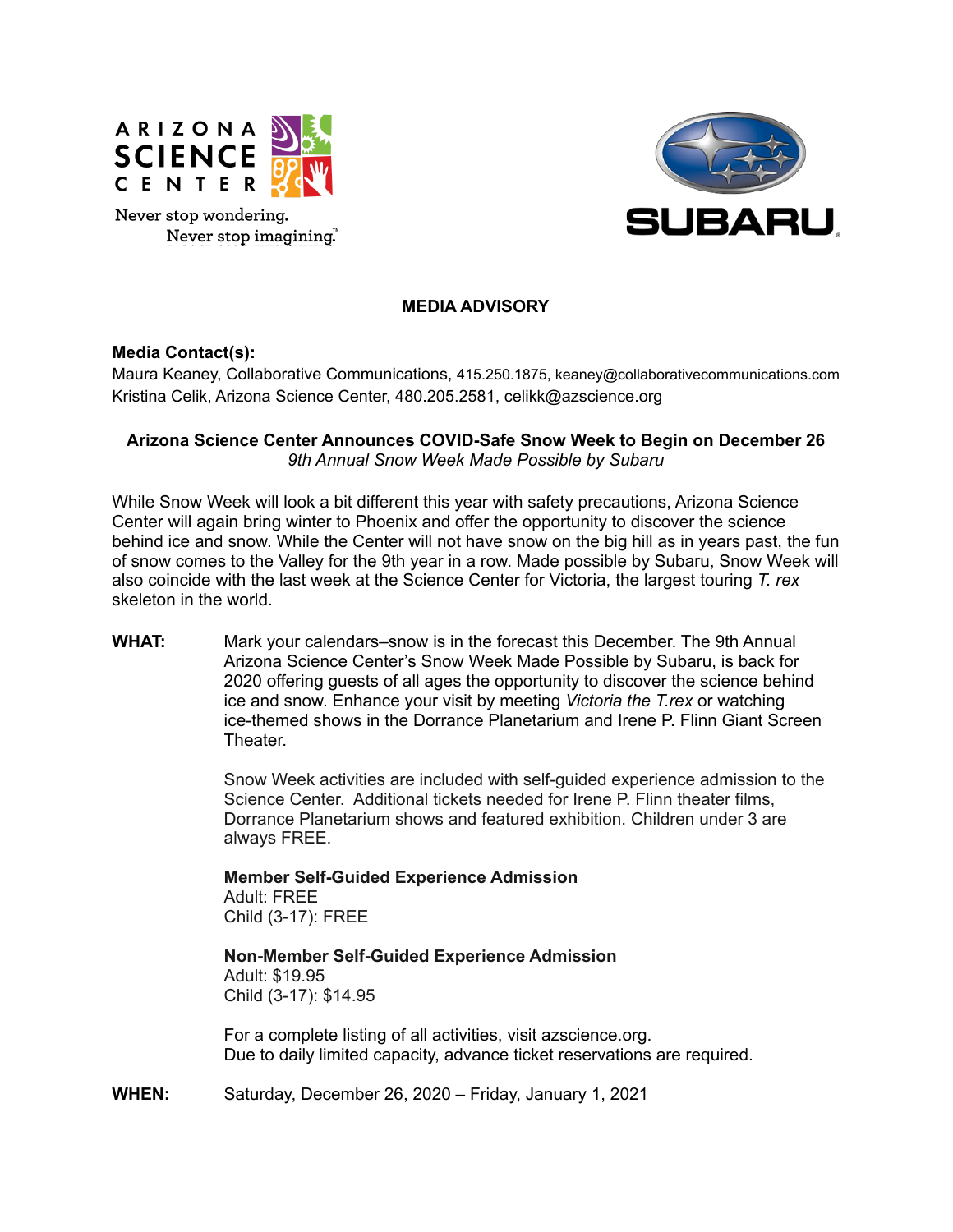ARIZONA SCIENCE CENTER

Never stop wondering.
Never stop imagining.™

SUBARU

**MEDIA ADVISORY**

**Media Contact(s):**
Maura Keaney, Collaborative Communications, 415.250.1875, keaney@collaborativecommunications.com
Kristina Celik, Arizona Science Center, 480.205.2581, celikk@azscience.org

**Arizona Science Center Announces COVID-Safe Snow Week to Begin on December 26**
*9th Annual Snow Week Made Possible by Subaru*

While Snow Week will look a bit different this year with safety precautions, Arizona Science Center will again bring winter to Phoenix and offer the opportunity to discover the science behind ice and snow. While the Center will not have snow on the big hill as in years past, the fun of snow comes to the Valley for the 9th year in a row. Made possible by Subaru, Snow Week will also coincide with the last week at the Science Center for Victoria, the largest touring *T. rex* skeleton in the world.

**WHAT:** Mark your calendars–snow is in the forecast this December. The 9th Annual Arizona Science Center's Snow Week Made Possible by Subaru, is back for 2020 offering guests of all ages the opportunity to discover the science behind ice and snow. Enhance your visit by meeting *Victoria the T.rex* or watching ice-themed shows in the Dorrance Planetarium and Irene P. Flinn Giant Screen Theater.

Snow Week activities are included with self-guided experience admission to the Science Center. Additional tickets needed for Irene P. Flinn theater films, Dorrance Planetarium shows and featured exhibition. Children under 3 are always FREE.

**Member Self-Guided Experience Admission**
Adult: FREE
Child (3-17): FREE

**Non-Member Self-Guided Experience Admission**
Adult: $19.95
Child (3-17): $14.95

For a complete listing of all activities, visit azscience.org.
Due to daily limited capacity, advance ticket reservations are required.

**WHEN:** Saturday, December 26, 2020 – Friday, January 1, 2021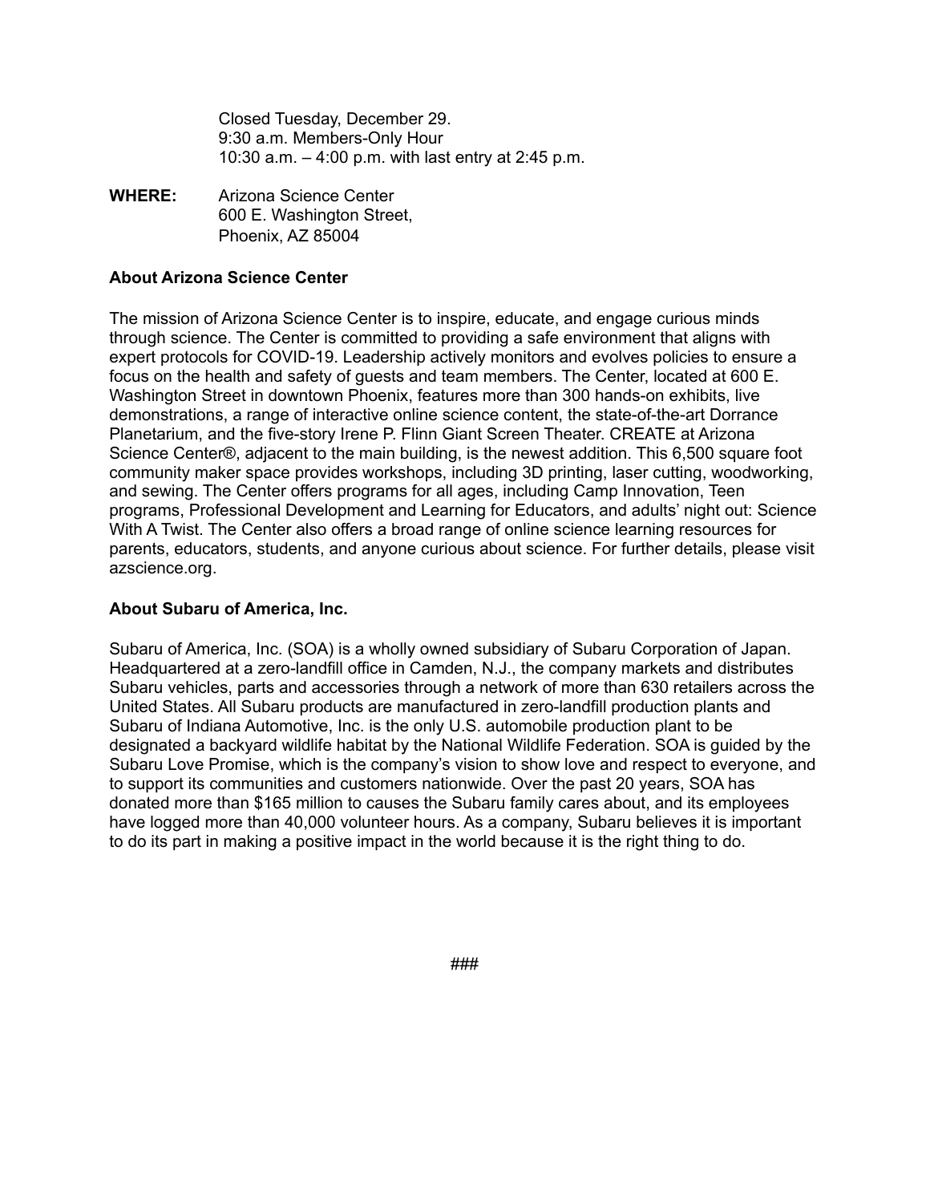Closed Tuesday, December 29.
9:30 a.m. Members-Only Hour
10:30 a.m. – 4:00 p.m. with last entry at 2:45 p.m.

**WHERE:** Arizona Science Center
600 E. Washington Street,
Phoenix, AZ 85004

**About Arizona Science Center**

The mission of Arizona Science Center is to inspire, educate, and engage curious minds through science. The Center is committed to providing a safe environment that aligns with expert protocols for COVID-19. Leadership actively monitors and evolves policies to ensure a focus on the health and safety of guests and team members. The Center, located at 600 E. Washington Street in downtown Phoenix, features more than 300 hands-on exhibits, live demonstrations, a range of interactive online science content, the state-of-the-art Dorrance Planetarium, and the five-story Irene P. Flinn Giant Screen Theater. CREATE at Arizona Science Center®, adjacent to the main building, is the newest addition. This 6,500 square foot community maker space provides workshops, including 3D printing, laser cutting, woodworking, and sewing. The Center offers programs for all ages, including Camp Innovation, Teen programs, Professional Development and Learning for Educators, and adults' night out: Science With A Twist. The Center also offers a broad range of online science learning resources for parents, educators, students, and anyone curious about science. For further details, please visit azscience.org.

**About Subaru of America, Inc.**

Subaru of America, Inc. (SOA) is a wholly owned subsidiary of Subaru Corporation of Japan. Headquartered at a zero-landfill office in Camden, N.J., the company markets and distributes Subaru vehicles, parts and accessories through a network of more than 630 retailers across the United States. All Subaru products are manufactured in zero-landfill production plants and Subaru of Indiana Automotive, Inc. is the only U.S. automobile production plant to be designated a backyard wildlife habitat by the National Wildlife Federation. SOA is guided by the Subaru Love Promise, which is the company's vision to show love and respect to everyone, and to support its communities and customers nationwide. Over the past 20 years, SOA has donated more than $165 million to causes the Subaru family cares about, and its employees have logged more than 40,000 volunteer hours. As a company, Subaru believes it is important to do its part in making a positive impact in the world because it is the right thing to do.

###